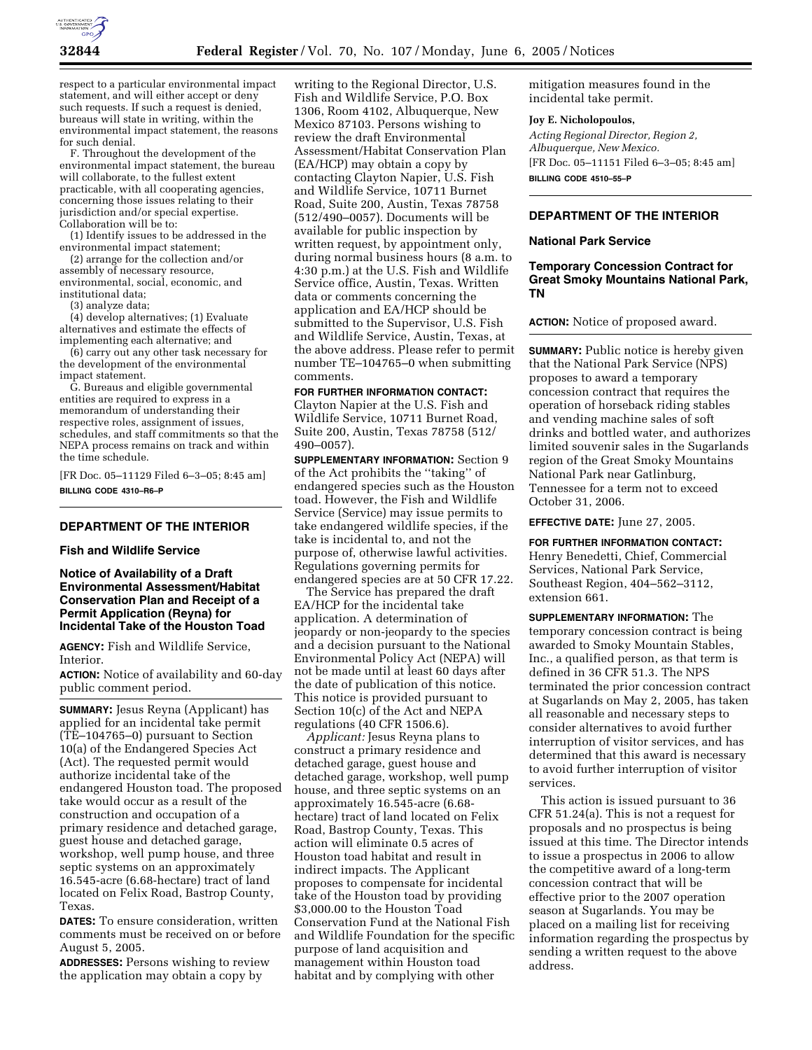respect to a particular environmental impact statement, and will either accept or deny such requests. If such a request is denied, bureaus will state in writing, within the environmental impact statement, the reasons for such denial.

F. Throughout the development of the environmental impact statement, the bureau will collaborate, to the fullest extent practicable, with all cooperating agencies, concerning those issues relating to their jurisdiction and/or special expertise. Collaboration will be to:

(1) Identify issues to be addressed in the environmental impact statement;

(2) arrange for the collection and/or assembly of necessary resource, environmental, social, economic, and institutional data;

(3) analyze data;

(4) develop alternatives; (1) Evaluate alternatives and estimate the effects of implementing each alternative; and

(6) carry out any other task necessary for the development of the environmental impact statement.

G. Bureaus and eligible governmental entities are required to express in a memorandum of understanding their respective roles, assignment of issues, schedules, and staff commitments so that the NEPA process remains on track and within the time schedule.

[FR Doc. 05–11129 Filed 6–3–05; 8:45 am]

**BILLING CODE 4310–R6–P**

## DEPARTMENT OF THE INTERIOR

### Fish and Wildlife Service

### Notice of Availability of a Draft Environmental Assessment/Habitat Conservation Plan and Receipt of a Permit Application (Reyna) for Incidental Take of the Houston Toad

**AGENCY:** Fish and Wildlife Service, Interior.

**ACTION:** Notice of availability and 60-day public comment period.

**SUMMARY:** Jesus Reyna (Applicant) has applied for an incidental take permit (TE–104765–0) pursuant to Section 10(a) of the Endangered Species Act (Act). The requested permit would authorize incidental take of the endangered Houston toad. The proposed take would occur as a result of the construction and occupation of a primary residence and detached garage, guest house and detached garage, workshop, well pump house, and three septic systems on an approximately 16.545-acre (6.68-hectare) tract of land located on Felix Road, Bastrop County, Texas.

**DATES:** To ensure consideration, written comments must be received on or before August 5, 2005.

**ADDRESSES:** Persons wishing to review the application may obtain a copy by writing to the Regional Director, U.S. Fish and Wildlife Service, P.O. Box 1306, Room 4102, Albuquerque, New Mexico 87103. Persons wishing to review the draft Environmental Assessment/Habitat Conservation Plan (EA/HCP) may obtain a copy by contacting Clayton Napier, U.S. Fish and Wildlife Service, 10711 Burnet Road, Suite 200, Austin, Texas 78758 (512/490–0057). Documents will be available for public inspection by written request, by appointment only, during normal business hours (8 a.m. to 4:30 p.m.) at the U.S. Fish and Wildlife Service office, Austin, Texas. Written data or comments concerning the application and EA/HCP should be submitted to the Supervisor, U.S. Fish and Wildlife Service, Austin, Texas, at the above address. Please refer to permit number TE–104765–0 when submitting comments.

**FOR FURTHER INFORMATION CONTACT:** Clayton Napier at the U.S. Fish and Wildlife Service, 10711 Burnet Road, Suite 200, Austin, Texas 78758 (512/490–0057).

**SUPPLEMENTARY INFORMATION:** Section 9 of the Act prohibits the "taking" of endangered species such as the Houston toad. However, the Fish and Wildlife Service (Service) may issue permits to take endangered wildlife species, if the take is incidental to, and not the purpose of, otherwise lawful activities. Regulations governing permits for endangered species are at 50 CFR 17.22.

The Service has prepared the draft EA/HCP for the incidental take application. A determination of jeopardy or non-jeopardy to the species and a decision pursuant to the National Environmental Policy Act (NEPA) will not be made until at least 60 days after the date of publication of this notice. This notice is provided pursuant to Section 10(c) of the Act and NEPA regulations (40 CFR 1506.6).

*Applicant:* Jesus Reyna plans to construct a primary residence and detached garage, guest house and detached garage, workshop, well pump house, and three septic systems on an approximately 16.545-acre (6.68-hectare) tract of land located on Felix Road, Bastrop County, Texas. This action will eliminate 0.5 acres of Houston toad habitat and result in indirect impacts. The Applicant proposes to compensate for incidental take of the Houston toad by providing $3,000.00 to the Houston Toad Conservation Fund at the National Fish and Wildlife Foundation for the specific purpose of land acquisition and management within Houston toad habitat and by complying with other mitigation measures found in the incidental take permit.

**Joy E. Nicholopoulos,**

*Acting Regional Director, Region 2, Albuquerque, New Mexico.*

[FR Doc. 05–11151 Filed 6–3–05; 8:45 am]

**BILLING CODE 4510–55–P**

## DEPARTMENT OF THE INTERIOR

### National Park Service

### Temporary Concession Contract for Great Smoky Mountains National Park, TN

**ACTION:** Notice of proposed award.

**SUMMARY:** Public notice is hereby given that the National Park Service (NPS) proposes to award a temporary concession contract that requires the operation of horseback riding stables and vending machine sales of soft drinks and bottled water, and authorizes limited souvenir sales in the Sugarlands region of the Great Smoky Mountains National Park near Gatlinburg, Tennessee for a term not to exceed October 31, 2006.

**EFFECTIVE DATE:** June 27, 2005.

**FOR FURTHER INFORMATION CONTACT:** Henry Benedetti, Chief, Commercial Services, National Park Service, Southeast Region, 404–562–3112, extension 661.

**SUPPLEMENTARY INFORMATION:** The temporary concession contract is being awarded to Smoky Mountain Stables, Inc., a qualified person, as that term is defined in 36 CFR 51.3. The NPS terminated the prior concession contract at Sugarlands on May 2, 2005, has taken all reasonable and necessary steps to consider alternatives to avoid further interruption of visitor services, and has determined that this award is necessary to avoid further interruption of visitor services.

This action is issued pursuant to 36 CFR 51.24(a). This is not a request for proposals and no prospectus is being issued at this time. The Director intends to issue a prospectus in 2006 to allow the competitive award of a long-term concession contract that will be effective prior to the 2007 operation season at Sugarlands. You may be placed on a mailing list for receiving information regarding the prospectus by sending a written request to the above address.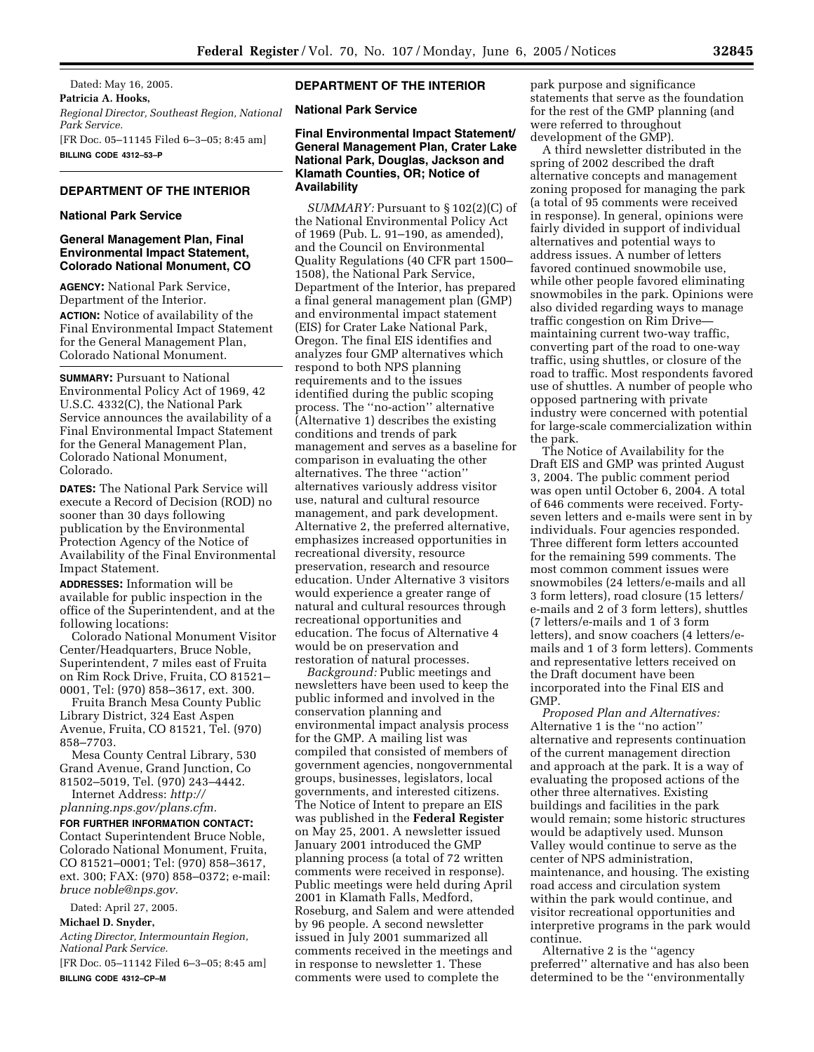Dated: May 16, 2005.

**Patricia A. Hooks,**

*Regional Director, Southeast Region, National Park Service.*

[FR Doc. 05–11145 Filed 6–3–05; 8:45 am]

**BILLING CODE 4312–53–P**

## DEPARTMENT OF THE INTERIOR

### National Park Service

### General Management Plan, Final Environmental Impact Statement, Colorado National Monument, CO

**AGENCY:** National Park Service, Department of the Interior.

**ACTION:** Notice of availability of the Final Environmental Impact Statement for the General Management Plan, Colorado National Monument.

**SUMMARY:** Pursuant to National Environmental Policy Act of 1969, 42 U.S.C. 4332(C), the National Park Service announces the availability of a Final Environmental Impact Statement for the General Management Plan, Colorado National Monument, Colorado.

**DATES:** The National Park Service will execute a Record of Decision (ROD) no sooner than 30 days following publication by the Environmental Protection Agency of the Notice of Availability of the Final Environmental Impact Statement.

**ADDRESSES:** Information will be available for public inspection in the office of the Superintendent, and at the following locations:

Colorado National Monument Visitor Center/Headquarters, Bruce Noble, Superintendent, 7 miles east of Fruita on Rim Rock Drive, Fruita, CO 81521–0001, Tel: (970) 858–3617, ext. 300.

Fruita Branch Mesa County Public Library District, 324 East Aspen Avenue, Fruita, CO 81521, Tel. (970) 858–7703.

Mesa County Central Library, 530 Grand Avenue, Grand Junction, Co 81502–5019, Tel. (970) 243–4442.

Internet Address: *http://planning.nps.gov/plans.cfm.*

**FOR FURTHER INFORMATION CONTACT:** Contact Superintendent Bruce Noble, Colorado National Monument, Fruita, CO 81521–0001; Tel: (970) 858–3617, ext. 300; FAX: (970) 858–0372; e-mail: *bruce noble@nps.gov.*

Dated: April 27, 2005.

**Michael D. Snyder,**

*Acting Director, Intermountain Region, National Park Service.*

[FR Doc. 05–11142 Filed 6–3–05; 8:45 am]

**BILLING CODE 4312–CP–M**

## DEPARTMENT OF THE INTERIOR

### National Park Service

### Final Environmental Impact Statement/General Management Plan, Crater Lake National Park, Douglas, Jackson and Klamath Counties, OR; Notice of Availability

*SUMMARY:* Pursuant to § 102(2)(C) of the National Environmental Policy Act of 1969 (Pub. L. 91–190, as amended), and the Council on Environmental Quality Regulations (40 CFR part 1500–1508), the National Park Service, Department of the Interior, has prepared a final general management plan (GMP) and environmental impact statement (EIS) for Crater Lake National Park, Oregon. The final EIS identifies and analyzes four GMP alternatives which respond to both NPS planning requirements and to the issues identified during the public scoping process. The ''no-action'' alternative (Alternative 1) describes the existing conditions and trends of park management and serves as a baseline for comparison in evaluating the other alternatives. The three ''action'' alternatives variously address visitor use, natural and cultural resource management, and park development. Alternative 2, the preferred alternative, emphasizes increased opportunities in recreational diversity, resource preservation, research and resource education. Under Alternative 3 visitors would experience a greater range of natural and cultural resources through recreational opportunities and education. The focus of Alternative 4 would be on preservation and restoration of natural processes.

*Background:* Public meetings and newsletters have been used to keep the public informed and involved in the conservation planning and environmental impact analysis process for the GMP. A mailing list was compiled that consisted of members of government agencies, nongovernmental groups, businesses, legislators, local governments, and interested citizens. The Notice of Intent to prepare an EIS was published in the **Federal Register** on May 25, 2001. A newsletter issued January 2001 introduced the GMP planning process (a total of 72 written comments were received in response). Public meetings were held during April 2001 in Klamath Falls, Medford, Roseburg, and Salem and were attended by 96 people. A second newsletter issued in July 2001 summarized all comments received in the meetings and in response to newsletter 1. These comments were used to complete the park purpose and significance statements that serve as the foundation for the rest of the GMP planning (and were referred to throughout development of the GMP).

A third newsletter distributed in the spring of 2002 described the draft alternative concepts and management zoning proposed for managing the park (a total of 95 comments were received in response). In general, opinions were fairly divided in support of individual alternatives and potential ways to address issues. A number of letters favored continued snowmobile use, while other people favored eliminating snowmobiles in the park. Opinions were also divided regarding ways to manage traffic congestion on Rim Drive—maintaining current two-way traffic, converting part of the road to one-way traffic, using shuttles, or closure of the road to traffic. Most respondents favored use of shuttles. A number of people who opposed partnering with private industry were concerned with potential for large-scale commercialization within the park.

The Notice of Availability for the Draft EIS and GMP was printed August 3, 2004. The public comment period was open until October 6, 2004. A total of 646 comments were received. Forty-seven letters and e-mails were sent in by individuals. Four agencies responded. Three different form letters accounted for the remaining 599 comments. The most common comment issues were snowmobiles (24 letters/e-mails and all 3 form letters), road closure (15 letters/e-mails and 2 of 3 form letters), shuttles (7 letters/e-mails and 1 of 3 form letters), and snow coachers (4 letters/e-mails and 1 of 3 form letters). Comments and representative letters received on the Draft document have been incorporated into the Final EIS and GMP.

*Proposed Plan and Alternatives:* Alternative 1 is the ''no action'' alternative and represents continuation of the current management direction and approach at the park. It is a way of evaluating the proposed actions of the other three alternatives. Existing buildings and facilities in the park would remain; some historic structures would be adaptively used. Munson Valley would continue to serve as the center of NPS administration, maintenance, and housing. The existing road access and circulation system within the park would continue, and visitor recreational opportunities and interpretive programs in the park would continue.

Alternative 2 is the ''agency preferred'' alternative and has also been determined to be the ''environmentally